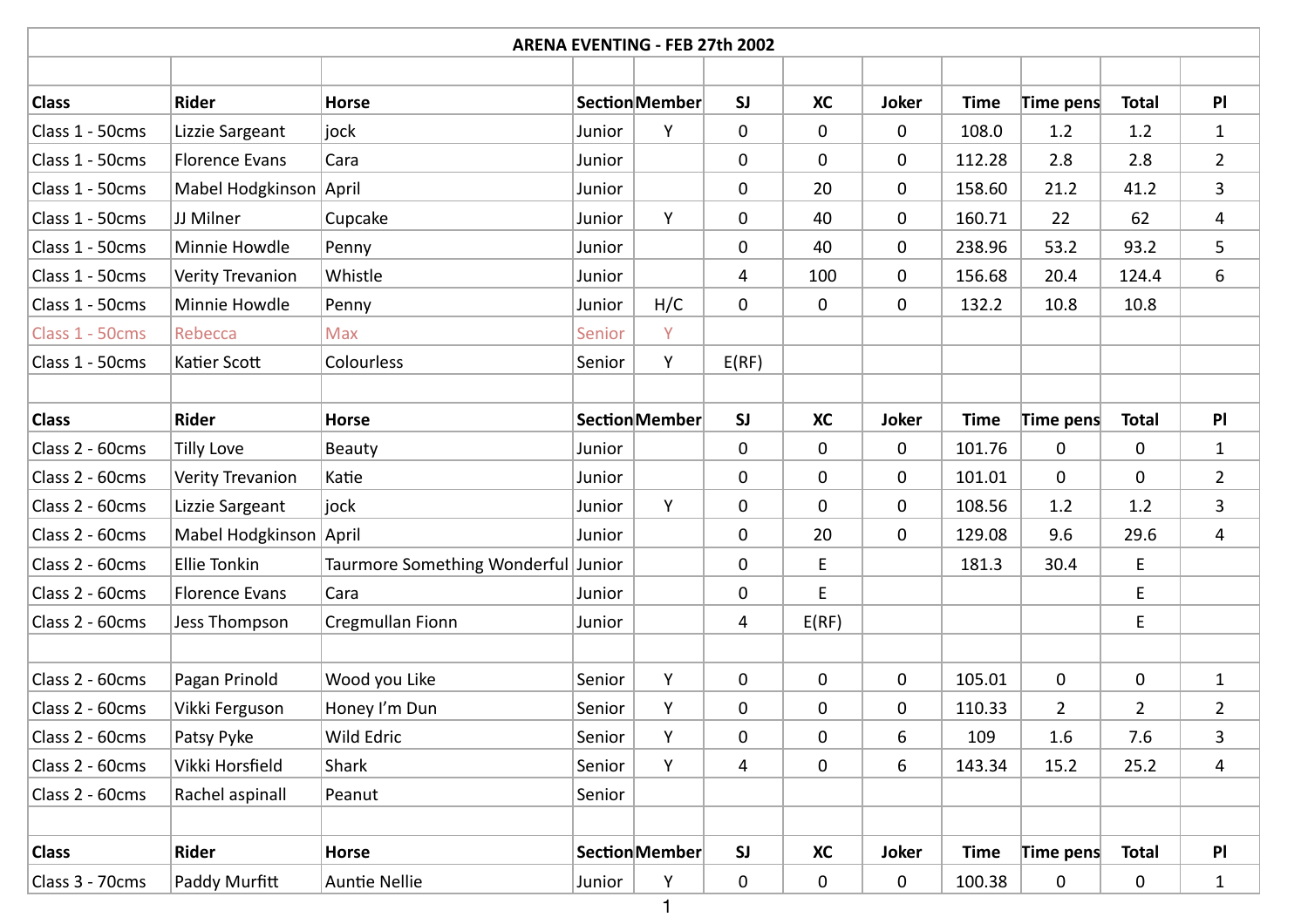**ARENA EVENTING - FEB 27th 2002**

| Class | Rider | Horse | Section | Member | SJ | XC | Joker | Time | Time pens | Total | Pl |
|---|---|---|---|---|---|---|---|---|---|---|---|
| Class 1 - 50cms | Lizzie Sargeant | jock | Junior | Y | 0 | 0 | 0 | 108.0 | 1.2 | 1.2 | 1 |
| Class 1 - 50cms | Florence Evans | Cara | Junior | | 0 | 0 | 0 | 112.28 | 2.8 | 2.8 | 2 |
| Class 1 - 50cms | Mabel Hodgkinson | April | Junior | | 0 | 20 | 0 | 158.60 | 21.2 | 41.2 | 3 |
| Class 1 - 50cms | JJ Milner | Cupcake | Junior | Y | 0 | 40 | 0 | 160.71 | 22 | 62 | 4 |
| Class 1 - 50cms | Minnie Howdle | Penny | Junior | | 0 | 40 | 0 | 238.96 | 53.2 | 93.2 | 5 |
| Class 1 - 50cms | Verity Trevanion | Whistle | Junior | | 4 | 100 | 0 | 156.68 | 20.4 | 124.4 | 6 |
| Class 1 - 50cms | Minnie Howdle | Penny | Junior | H/C | 0 | 0 | 0 | 132.2 | 10.8 | 10.8 | |
| Class 1 - 50cms | Rebecca | Max | Senior | Y | | | | | | | |
| Class 1 - 50cms | Katier Scott | Colourless | Senior | Y | E(RF) | | | | | | |
| | | | | | | | | | | | |
| **Class** | **Rider** | **Horse** | **Section** | **Member** | **SJ** | **XC** | **Joker** | **Time** | **Time pens** | **Total** | **Pl** |
| Class 2 - 60cms | Tilly Love | Beauty | Junior | | 0 | 0 | 0 | 101.76 | 0 | 0 | 1 |
| Class 2 - 60cms | Verity Trevanion | Katie | Junior | | 0 | 0 | 0 | 101.01 | 0 | 0 | 2 |
| Class 2 - 60cms | Lizzie Sargeant | jock | Junior | Y | 0 | 0 | 0 | 108.56 | 1.2 | 1.2 | 3 |
| Class 2 - 60cms | Mabel Hodgkinson | April | Junior | | 0 | 20 | 0 | 129.08 | 9.6 | 29.6 | 4 |
| Class 2 - 60cms | Ellie Tonkin | Taurmore Something Wonderful | Junior | | 0 | E | | 181.3 | 30.4 | E | |
| Class 2 - 60cms | Florence Evans | Cara | Junior | | 0 | E | | | | E | |
| Class 2 - 60cms | Jess Thompson | Cregmullan Fionn | Junior | | 4 | E(RF) | | | | E | |
| | | | | | | | | | | | |
| Class 2 - 60cms | Pagan Prinold | Wood you Like | Senior | Y | 0 | 0 | 0 | 105.01 | 0 | 0 | 1 |
| Class 2 - 60cms | Vikki Ferguson | Honey I'm Dun | Senior | Y | 0 | 0 | 0 | 110.33 | 2 | 2 | 2 |
| Class 2 - 60cms | Patsy Pyke | Wild Edric | Senior | Y | 0 | 0 | 6 | 109 | 1.6 | 7.6 | 3 |
| Class 2 - 60cms | Vikki Horsfield | Shark | Senior | Y | 4 | 0 | 6 | 143.34 | 15.2 | 25.2 | 4 |
| Class 2 - 60cms | Rachel aspinall | Peanut | Senior | | | | | | | | |
| | | | | | | | | | | | |
| **Class** | **Rider** | **Horse** | **Section** | **Member** | **SJ** | **XC** | **Joker** | **Time** | **Time pens** | **Total** | **Pl** |
| Class 3 - 70cms | Paddy Murfitt | Auntie Nellie | Junior | Y | 0 | 0 | 0 | 100.38 | 0 | 0 | 1 |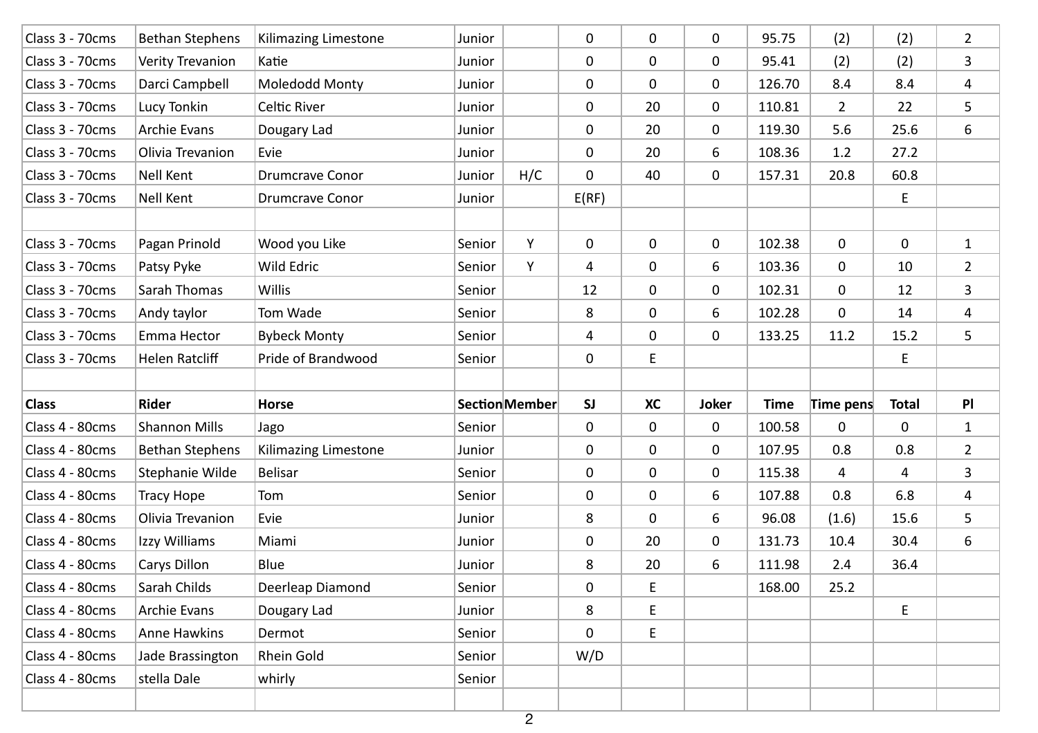| | | | | | | | | | | | |
|---|---|---|---|---|---|---|---|---|---|---|---|
| Class 3 - 70cms | Bethan Stephens | Kilimazing Limestone | Junior | | 0 | 0 | 0 | 95.75 | (2) | (2) | 2 |
| Class 3 - 70cms | Verity Trevanion | Katie | Junior | | 0 | 0 | 0 | 95.41 | (2) | (2) | 3 |
| Class 3 - 70cms | Darci Campbell | Moledodd Monty | Junior | | 0 | 0 | 0 | 126.70 | 8.4 | 8.4 | 4 |
| Class 3 - 70cms | Lucy Tonkin | Celtic River | Junior | | 0 | 20 | 0 | 110.81 | 2 | 22 | 5 |
| Class 3 - 70cms | Archie Evans | Dougary Lad | Junior | | 0 | 20 | 0 | 119.30 | 5.6 | 25.6 | 6 |
| Class 3 - 70cms | Olivia Trevanion | Evie | Junior | | 0 | 20 | 6 | 108.36 | 1.2 | 27.2 | |
| Class 3 - 70cms | Nell Kent | Drumcrave Conor | Junior | H/C | 0 | 40 | 0 | 157.31 | 20.8 | 60.8 | |
| Class 3 - 70cms | Nell Kent | Drumcrave Conor | Junior | | E(RF) | | | | | E | |
| | | | | | | | | | | | |
| Class 3 - 70cms | Pagan Prinold | Wood you Like | Senior | Y | 0 | 0 | 0 | 102.38 | 0 | 0 | 1 |
| Class 3 - 70cms | Patsy Pyke | Wild Edric | Senior | Y | 4 | 0 | 6 | 103.36 | 0 | 10 | 2 |
| Class 3 - 70cms | Sarah Thomas | Willis | Senior | | 12 | 0 | 0 | 102.31 | 0 | 12 | 3 |
| Class 3 - 70cms | Andy taylor | Tom Wade | Senior | | 8 | 0 | 6 | 102.28 | 0 | 14 | 4 |
| Class 3 - 70cms | Emma Hector | Bybeck Monty | Senior | | 4 | 0 | 0 | 133.25 | 11.2 | 15.2 | 5 |
| Class 3 - 70cms | Helen Ratcliff | Pride of Brandwood | Senior | | 0 | E | | | | E | |
| | | | | | | | | | | | |
| **Class** | **Rider** | **Horse** | **Section** | **Member** | **SJ** | **XC** | **Joker** | **Time** | **Time pens** | **Total** | **Pl** |
| Class 4 - 80cms | Shannon Mills | Jago | Senior | | 0 | 0 | 0 | 100.58 | 0 | 0 | 1 |
| Class 4 - 80cms | Bethan Stephens | Kilimazing Limestone | Junior | | 0 | 0 | 0 | 107.95 | 0.8 | 0.8 | 2 |
| Class 4 - 80cms | Stephanie Wilde | Belisar | Senior | | 0 | 0 | 0 | 115.38 | 4 | 4 | 3 |
| Class 4 - 80cms | Tracy Hope | Tom | Senior | | 0 | 0 | 6 | 107.88 | 0.8 | 6.8 | 4 |
| Class 4 - 80cms | Olivia Trevanion | Evie | Junior | | 8 | 0 | 6 | 96.08 | (1.6) | 15.6 | 5 |
| Class 4 - 80cms | Izzy Williams | Miami | Junior | | 0 | 20 | 0 | 131.73 | 10.4 | 30.4 | 6 |
| Class 4 - 80cms | Carys Dillon | Blue | Junior | | 8 | 20 | 6 | 111.98 | 2.4 | 36.4 | |
| Class 4 - 80cms | Sarah Childs | Deerleap Diamond | Senior | | 0 | E | | 168.00 | 25.2 | | |
| Class 4 - 80cms | Archie Evans | Dougary Lad | Junior | | 8 | E | | | | E | |
| Class 4 - 80cms | Anne Hawkins | Dermot | Senior | | 0 | E | | | | | |
| Class 4 - 80cms | Jade Brassington | Rhein Gold | Senior | | W/D | | | | | | |
| Class 4 - 80cms | stella Dale | whirly | Senior | | | | | | | | |